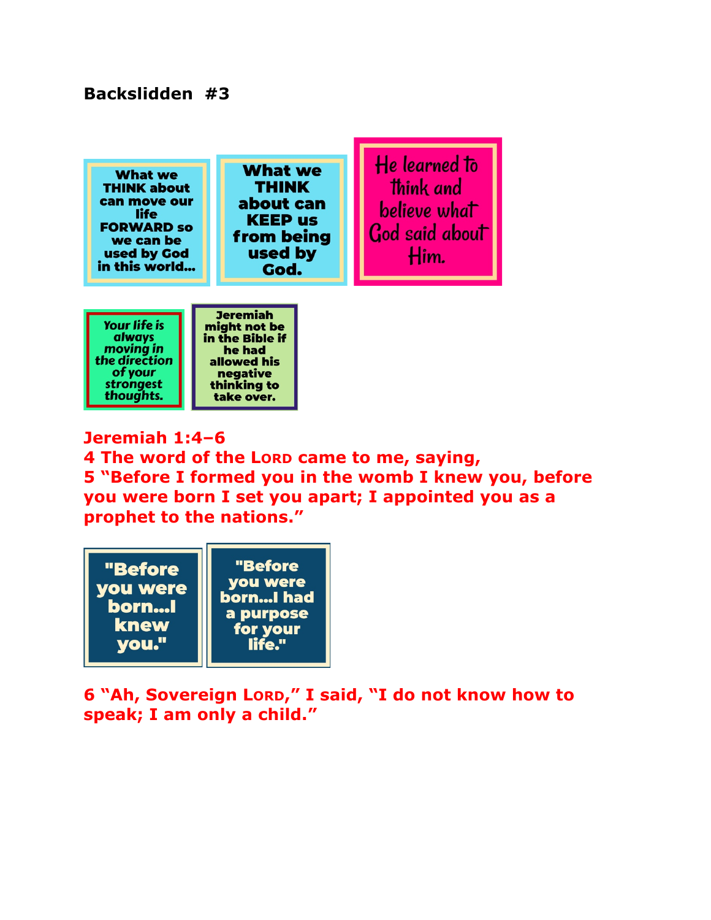**Backslidden #3**

What we THINK about can move our life FORWARD so we can be used by God in this world...

What we THINK about can KEEP us from being used by God.

He learned to think and believe what God said about Him.

*Your life is always moving in the direction of your strongest thoughts.*

Jeremiah might not be in the Bible if he had allowed his negative thinking to take over.

**Jeremiah 1:4–6**
**4 The word of the LORD came to me, saying,**
**5 "Before I formed you in the womb I knew you, before you were born I set you apart; I appointed you as a prophet to the nations."**

"Before you were born...I knew you."

"Before you were born...I had a purpose for your life."

**6 "Ah, Sovereign LORD," I said, "I do not know how to speak; I am only a child."**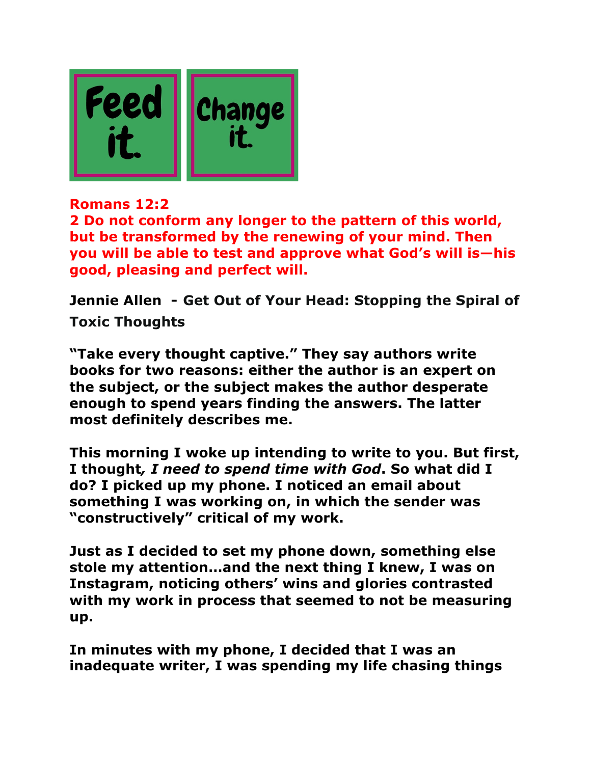Feed it. Change it.

**Romans 12:2**
**2 Do not conform any longer to the pattern of this world, but be transformed by the renewing of your mind. Then you will be able to test and approve what God's will is—his good, pleasing and perfect will.**

**Jennie Allen - Get Out of Your Head: Stopping the Spiral of Toxic Thoughts**

**"Take every thought captive." They say authors write books for two reasons: either the author is an expert on the subject, or the subject makes the author desperate enough to spend years finding the answers. The latter most definitely describes me.**

**This morning I woke up intending to write to you. But first, I thought*, I need to spend time with God*. So what did I do? I picked up my phone. I noticed an email about something I was working on, in which the sender was "constructively" critical of my work.**

**Just as I decided to set my phone down, something else stole my attention…and the next thing I knew, I was on Instagram, noticing others' wins and glories contrasted with my work in process that seemed to not be measuring up.**

**In minutes with my phone, I decided that I was an inadequate writer, I was spending my life chasing things**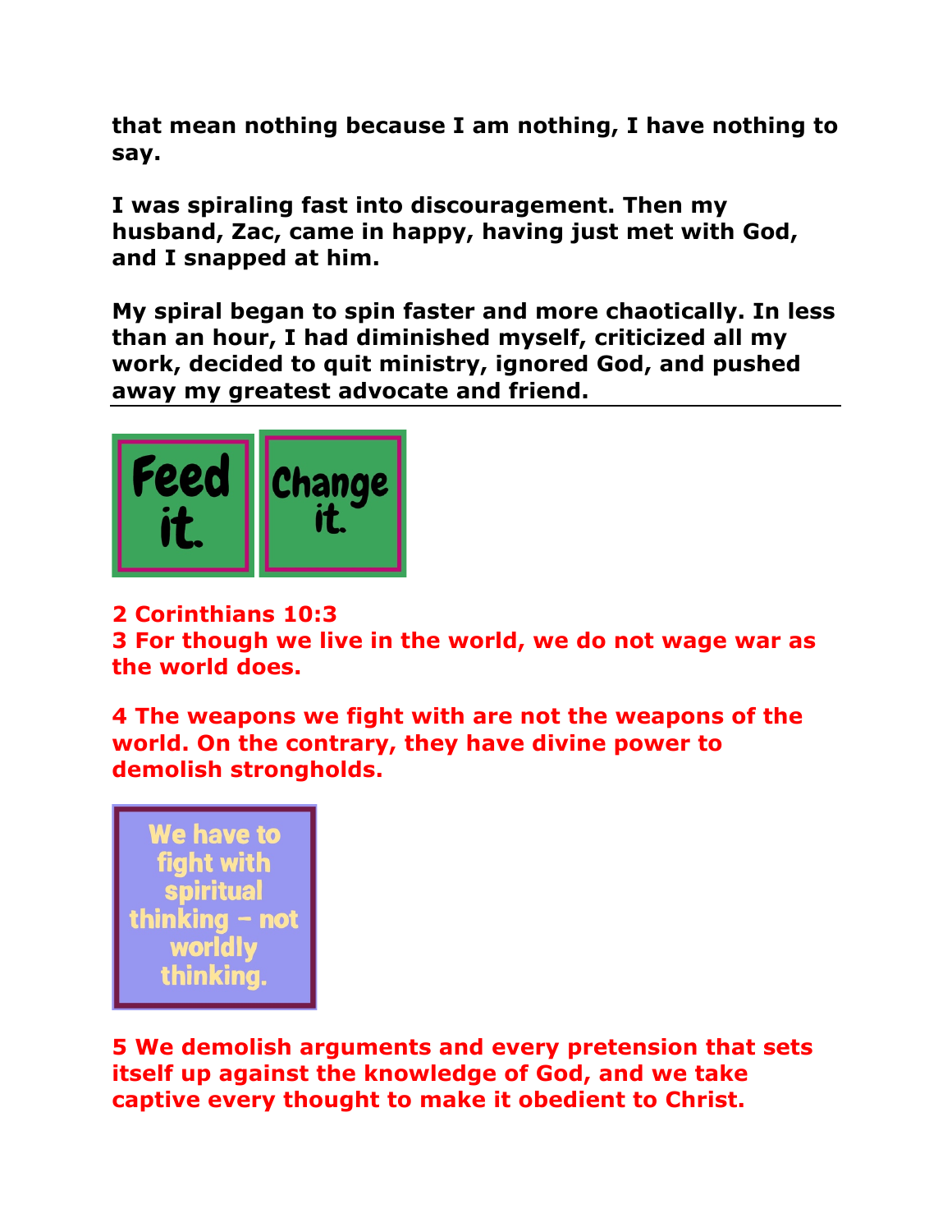**that mean nothing because I am nothing, I have nothing to say.**

**I was spiraling fast into discouragement. Then my husband, Zac, came in happy, having just met with God, and I snapped at him.**

**My spiral began to spin faster and more chaotically. In less than an hour, I had diminished myself, criticized all my work, decided to quit ministry, ignored God, and pushed away my greatest advocate and friend.**

---

**Feed it.** **Change it.**

**2 Corinthians 10:3**
**3 For though we live in the world, we do not wage war as the world does.**

**4 The weapons we fight with are not the weapons of the world. On the contrary, they have divine power to demolish strongholds.**

**We have to fight with spiritual thinking – not worldly thinking.**

**5 We demolish arguments and every pretension that sets itself up against the knowledge of God, and we take captive every thought to make it obedient to Christ.**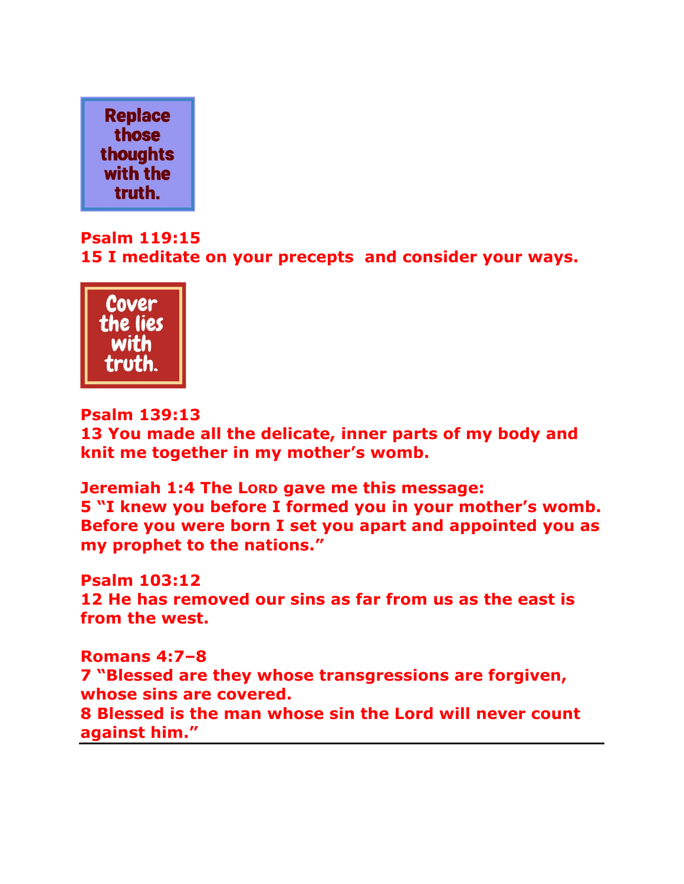Replace those thoughts with the truth.

**Psalm 119:15**
**15 I meditate on your precepts and consider your ways.**

Cover the lies with truth.

**Psalm 139:13**
**13 You made all the delicate, inner parts of my body and knit me together in my mother's womb.**

**Jeremiah 1:4 The LORD gave me this message:**
**5 "I knew you before I formed you in your mother's womb. Before you were born I set you apart and appointed you as my prophet to the nations."**

**Psalm 103:12**
**12 He has removed our sins as far from us as the east is from the west.**

**Romans 4:7–8**
**7 "Blessed are they whose transgressions are forgiven, whose sins are covered.**
**8 Blessed is the man whose sin the Lord will never count against him."**

---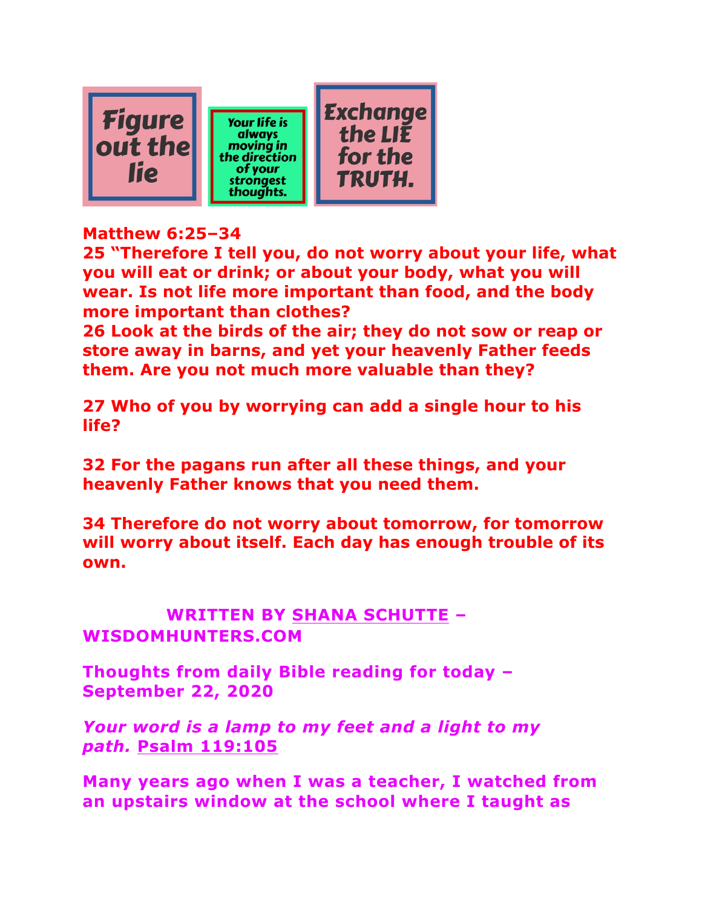Figure out the lie

Your life is always moving in the direction of your strongest thoughts.

Exchange the LIE for the TRUTH.

**Matthew 6:25–34**
**25 "Therefore I tell you, do not worry about your life, what you will eat or drink; or about your body, what you will wear. Is not life more important than food, and the body more important than clothes?**
**26 Look at the birds of the air; they do not sow or reap or store away in barns, and yet your heavenly Father feeds them. Are you not much more valuable than they?**

**27 Who of you by worrying can add a single hour to his life?**

**32 For the pagans run after all these things, and your heavenly Father knows that you need them.**

**34 Therefore do not worry about tomorrow, for tomorrow will worry about itself. Each day has enough trouble of its own.**

**WRITTEN BY SHANA SCHUTTE – WISDOMHUNTERS.COM**

**Thoughts from daily Bible reading for today – September 22, 2020**

***Your word is a lamp to my feet and a light to my path.*** **Psalm 119:105**

**Many years ago when I was a teacher, I watched from an upstairs window at the school where I taught as**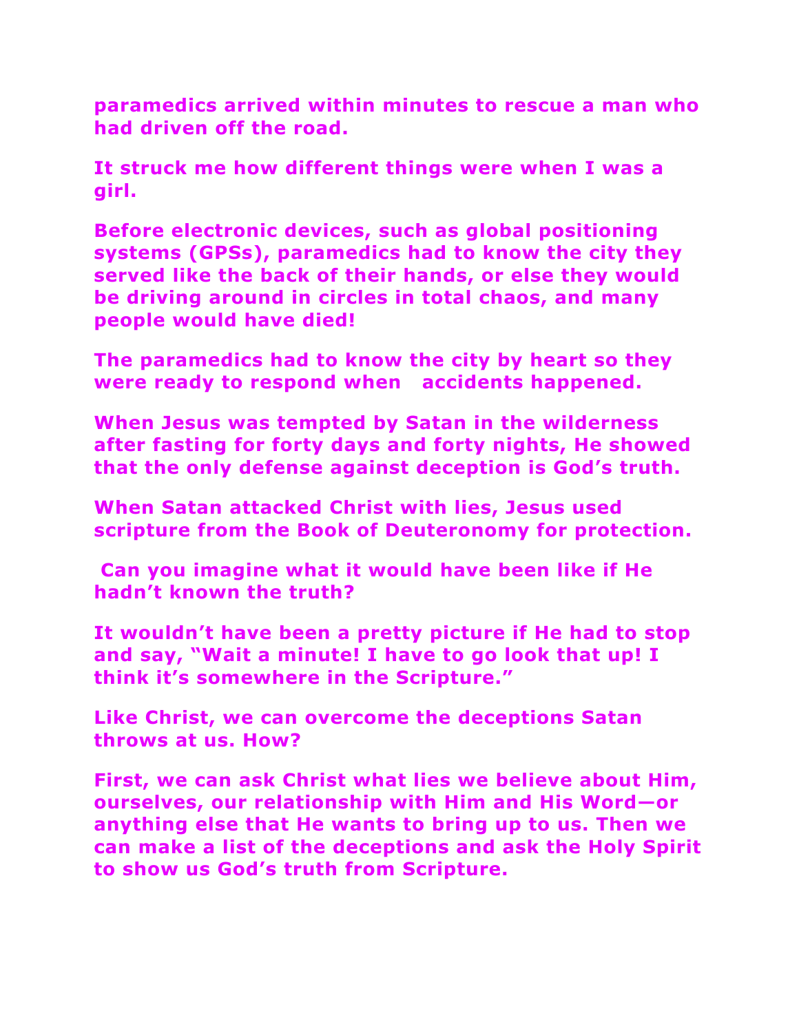**paramedics arrived within minutes to rescue a man who had driven off the road.**

**It struck me how different things were when I was a girl.**

**Before electronic devices, such as global positioning systems (GPSs), paramedics had to know the city they served like the back of their hands, or else they would be driving around in circles in total chaos, and many people would have died!**

**The paramedics had to know the city by heart so they were ready to respond when accidents happened.**

**When Jesus was tempted by Satan in the wilderness after fasting for forty days and forty nights, He showed that the only defense against deception is God's truth.**

**When Satan attacked Christ with lies, Jesus used scripture from the Book of Deuteronomy for protection.**

**Can you imagine what it would have been like if He hadn't known the truth?**

**It wouldn't have been a pretty picture if He had to stop and say, "Wait a minute! I have to go look that up! I think it's somewhere in the Scripture."**

**Like Christ, we can overcome the deceptions Satan throws at us. How?**

**First, we can ask Christ what lies we believe about Him, ourselves, our relationship with Him and His Word—or anything else that He wants to bring up to us. Then we can make a list of the deceptions and ask the Holy Spirit to show us God's truth from Scripture.**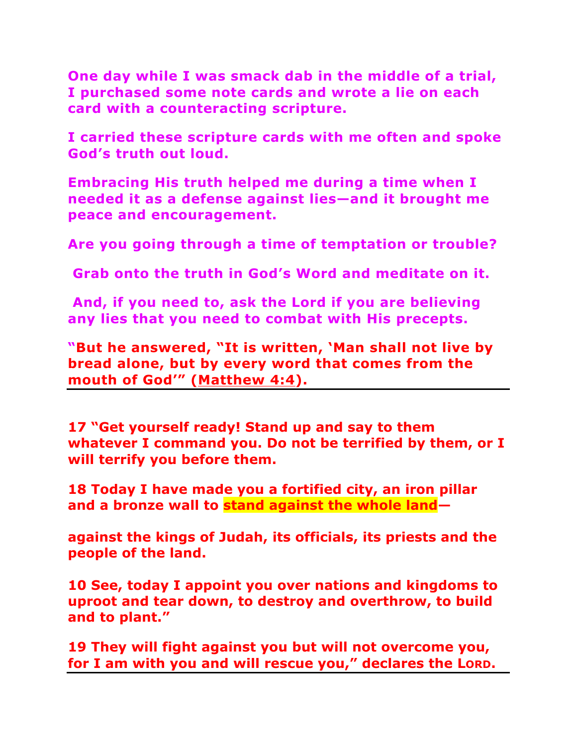**One day while I was smack dab in the middle of a trial, I purchased some note cards and wrote a lie on each card with a counteracting scripture.**

**I carried these scripture cards with me often and spoke God's truth out loud.**

**Embracing His truth helped me during a time when I needed it as a defense against lies—and it brought me peace and encouragement.**

**Are you going through a time of temptation or trouble?**

**Grab onto the truth in God's Word and meditate on it.**

**And, if you need to, ask the Lord if you are believing any lies that you need to combat with His precepts.**

**"But he answered, "It is written, 'Man shall not live by bread alone, but by every word that comes from the mouth of God'" (Matthew 4:4).**

---

**17 "Get yourself ready! Stand up and say to them whatever I command you. Do not be terrified by them, or I will terrify you before them.**

**18 Today I have made you a fortified city, an iron pillar and a bronze wall to stand against the whole land—**

**against the kings of Judah, its officials, its priests and the people of the land.**

**10 See, today I appoint you over nations and kingdoms to uproot and tear down, to destroy and overthrow, to build and to plant."**

**19 They will fight against you but will not overcome you, for I am with you and will rescue you," declares the LORD.**

---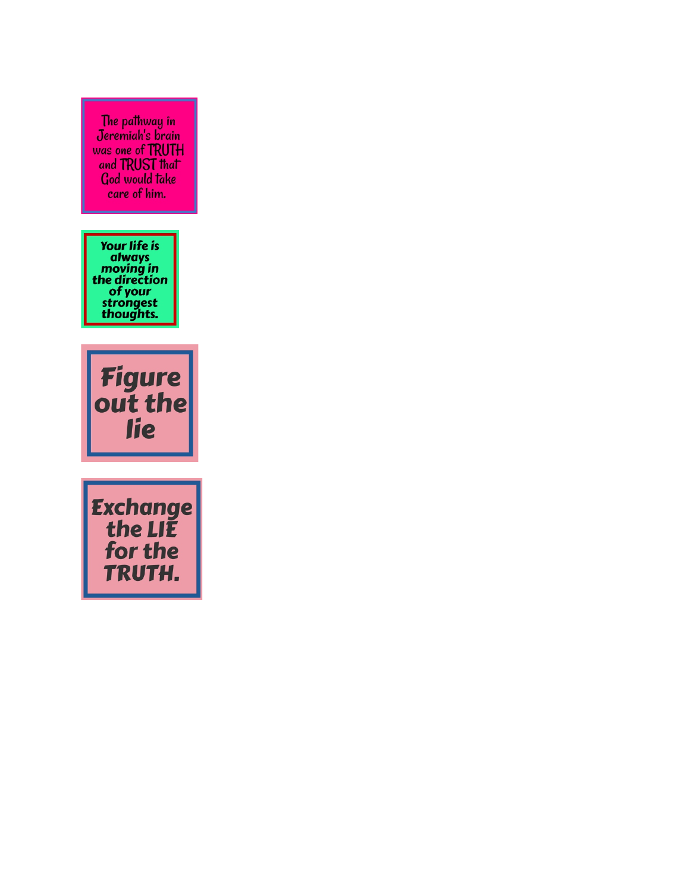The pathway in Jeremiah's brain was one of TRUTH and TRUST that God would take care of him.

**Your life is always moving in the direction of your strongest thoughts.**

***Figure out the lie***

***Exchange the LIE for the TRUTH.***